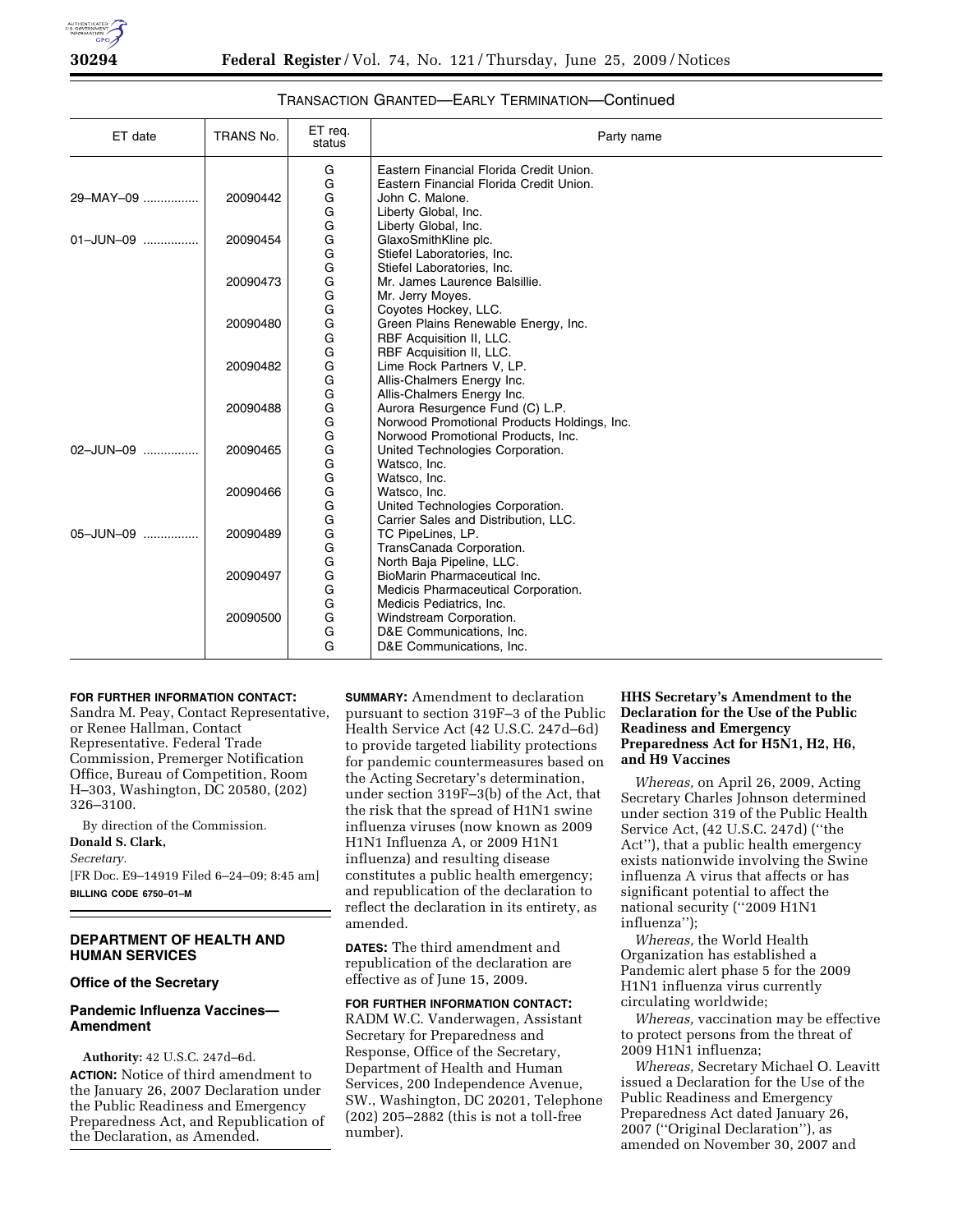## TRANSACTION GRANTED—EARLY TERMINATION—Continued

| ET date | TRANS No. | ET req. status | Party name |
|---|---|---|---|
| | | G | Eastern Financial Florida Credit Union. |
| | | G | Eastern Financial Florida Credit Union. |
| 29–MAY–09 ................ | 20090442 | G | John C. Malone. |
| | | G | Liberty Global, Inc. |
| | | G | Liberty Global, Inc. |
| 01–JUN–09 ................ | 20090454 | G | GlaxoSmithKline plc. |
| | | G | Stiefel Laboratories, Inc. |
| | | G | Stiefel Laboratories, Inc. |
| | 20090473 | G | Mr. James Laurence Balsillie. |
| | | G | Mr. Jerry Moyes. |
| | | G | Coyotes Hockey, LLC. |
| | 20090480 | G | Green Plains Renewable Energy, Inc. |
| | | G | RBF Acquisition II, LLC. |
| | | G | RBF Acquisition II, LLC. |
| | 20090482 | G | Lime Rock Partners V, LP. |
| | | G | Allis-Chalmers Energy Inc. |
| | | G | Allis-Chalmers Energy Inc. |
| | 20090488 | G | Aurora Resurgence Fund (C) L.P. |
| | | G | Norwood Promotional Products Holdings, Inc. |
| | | G | Norwood Promotional Products, Inc. |
| 02–JUN–09 ................ | 20090465 | G | United Technologies Corporation. |
| | | G | Watsco, Inc. |
| | | G | Watsco, Inc. |
| | 20090466 | G | Watsco, Inc. |
| | | G | United Technologies Corporation. |
| | | G | Carrier Sales and Distribution, LLC. |
| 05–JUN–09 ................ | 20090489 | G | TC PipeLines, LP. |
| | | G | TransCanada Corporation. |
| | | G | North Baja Pipeline, LLC. |
| | 20090497 | G | BioMarin Pharmaceutical Inc. |
| | | G | Medicis Pharmaceutical Corporation. |
| | | G | Medicis Pediatrics, Inc. |
| | 20090500 | G | Windstream Corporation. |
| | | G | D&E Communications, Inc. |
| | | G | D&E Communications, Inc. |

**FOR FURTHER INFORMATION CONTACT:** Sandra M. Peay, Contact Representative, or Renee Hallman, Contact Representative. Federal Trade Commission, Premerger Notification Office, Bureau of Competition, Room H–303, Washington, DC 20580, (202) 326–3100.

By direction of the Commission.

**Donald S. Clark,**

*Secretary.*

[FR Doc. E9–14919 Filed 6–24–09; 8:45 am]

**BILLING CODE 6750–01–M**

## DEPARTMENT OF HEALTH AND HUMAN SERVICES

### Office of the Secretary

### Pandemic Influenza Vaccines—Amendment

**Authority:** 42 U.S.C. 247d–6d.

**ACTION:** Notice of third amendment to the January 26, 2007 Declaration under the Public Readiness and Emergency Preparedness Act, and Republication of the Declaration, as Amended.

**SUMMARY:** Amendment to declaration pursuant to section 319F–3 of the Public Health Service Act (42 U.S.C. 247d–6d) to provide targeted liability protections for pandemic countermeasures based on the Acting Secretary's determination, under section 319F–3(b) of the Act, that the risk that the spread of H1N1 swine influenza viruses (now known as 2009 H1N1 Influenza A, or 2009 H1N1 influenza) and resulting disease constitutes a public health emergency; and republication of the declaration to reflect the declaration in its entirety, as amended.

**DATES:** The third amendment and republication of the declaration are effective as of June 15, 2009.

**FOR FURTHER INFORMATION CONTACT:** RADM W.C. Vanderwagen, Assistant Secretary for Preparedness and Response, Office of the Secretary, Department of Health and Human Services, 200 Independence Avenue, SW., Washington, DC 20201, Telephone (202) 205–2882 (this is not a toll-free number).

### HHS Secretary's Amendment to the Declaration for the Use of the Public Readiness and Emergency Preparedness Act for H5N1, H2, H6, and H9 Vaccines

*Whereas,* on April 26, 2009, Acting Secretary Charles Johnson determined under section 319 of the Public Health Service Act, (42 U.S.C. 247d) (''the Act''), that a public health emergency exists nationwide involving the Swine influenza A virus that affects or has significant potential to affect the national security (''2009 H1N1 influenza'');

*Whereas,* the World Health Organization has established a Pandemic alert phase 5 for the 2009 H1N1 influenza virus currently circulating worldwide;

*Whereas,* vaccination may be effective to protect persons from the threat of 2009 H1N1 influenza;

*Whereas,* Secretary Michael O. Leavitt issued a Declaration for the Use of the Public Readiness and Emergency Preparedness Act dated January 26, 2007 (''Original Declaration''), as amended on November 30, 2007 and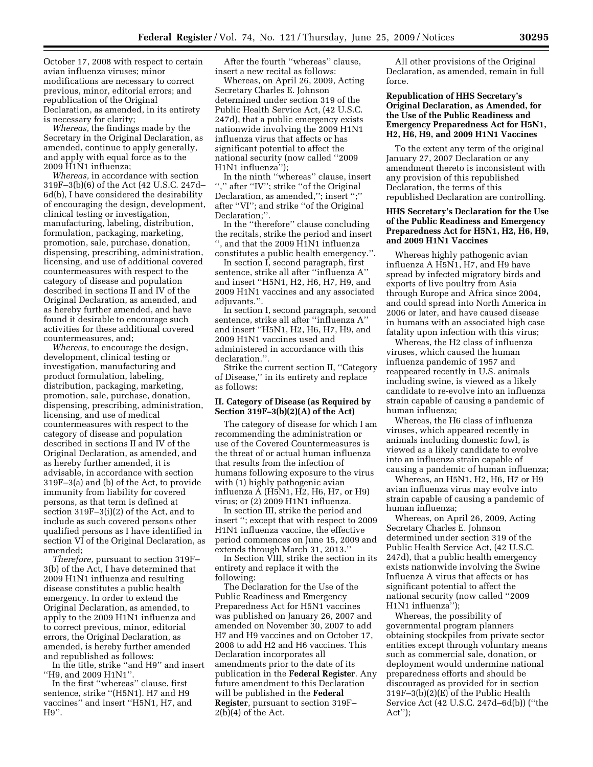October 17, 2008 with respect to certain avian influenza viruses; minor modifications are necessary to correct previous, minor, editorial errors; and republication of the Original Declaration, as amended, in its entirety is necessary for clarity;

*Whereas,* the findings made by the Secretary in the Original Declaration, as amended, continue to apply generally, and apply with equal force as to the 2009 H1N1 influenza;

*Whereas,* in accordance with section 319F–3(b)(6) of the Act (42 U.S.C. 247d–6d(b), I have considered the desirability of encouraging the design, development, clinical testing or investigation, manufacturing, labeling, distribution, formulation, packaging, marketing, promotion, sale, purchase, donation, dispensing, prescribing, administration, licensing, and use of additional covered countermeasures with respect to the category of disease and population described in sections II and IV of the Original Declaration, as amended, and as hereby further amended, and have found it desirable to encourage such activities for these additional covered countermeasures, and;

*Whereas,* to encourage the design, development, clinical testing or investigation, manufacturing and product formulation, labeling, distribution, packaging, marketing, promotion, sale, purchase, donation, dispensing, prescribing, administration, licensing, and use of medical countermeasures with respect to the category of disease and population described in sections II and IV of the Original Declaration, as amended, and as hereby further amended, it is advisable, in accordance with section 319F–3(a) and (b) of the Act, to provide immunity from liability for covered persons, as that term is defined at section 319F–3(i)(2) of the Act, and to include as such covered persons other qualified persons as I have identified in section VI of the Original Declaration, as amended;

*Therefore,* pursuant to section 319F–3(b) of the Act, I have determined that 2009 H1N1 influenza and resulting disease constitutes a public health emergency. In order to extend the Original Declaration, as amended, to apply to the 2009 H1N1 influenza and to correct previous, minor, editorial errors, the Original Declaration, as amended, is hereby further amended and republished as follows:

In the title, strike ''and H9'' and insert ''H9, and 2009 H1N1''.

In the first ''whereas'' clause, first sentence, strike ''(H5N1). H7 and H9 vaccines'' and insert ''H5N1, H7, and H9''.

After the fourth ''whereas'' clause, insert a new recital as follows:

Whereas, on April 26, 2009, Acting Secretary Charles E. Johnson determined under section 319 of the Public Health Service Act, (42 U.S.C. 247d), that a public emergency exists nationwide involving the 2009 H1N1 influenza virus that affects or has significant potential to affect the national security (now called ''2009 H1N1 influenza'');

In the ninth ''whereas'' clause, insert '','' after ''IV''; strike ''of the Original Declaration, as amended,''; insert '';'' after ''VI''; and strike ''of the Original Declaration;''.

In the ''therefore'' clause concluding the recitals, strike the period and insert '', and that the 2009 H1N1 influenza constitutes a public health emergency.''.

In section I, second paragraph, first sentence, strike all after ''influenza A'' and insert ''H5N1, H2, H6, H7, H9, and 2009 H1N1 vaccines and any associated adjuvants.''.

In section I, second paragraph, second sentence, strike all after ''influenza A'' and insert ''H5N1, H2, H6, H7, H9, and 2009 H1N1 vaccines used and administered in accordance with this declaration.''.

Strike the current section II, ''Category of Disease,'' in its entirety and replace as follows:

**II. Category of Disease (as Required by Section 319F–3(b)(2)(A) of the Act)**

The category of disease for which I am recommending the administration or use of the Covered Countermeasures is the threat of or actual human influenza that results from the infection of humans following exposure to the virus with (1) highly pathogenic avian influenza A (H5N1, H2, H6, H7, or H9) virus; or (2) 2009 H1N1 influenza.

In section III, strike the period and insert ''; except that with respect to 2009 H1N1 influenza vaccine, the effective period commences on June 15, 2009 and extends through March 31, 2013.''

In Section VIII, strike the section in its entirety and replace it with the following:

The Declaration for the Use of the Public Readiness and Emergency Preparedness Act for H5N1 vaccines was published on January 26, 2007 and amended on November 30, 2007 to add H7 and H9 vaccines and on October 17, 2008 to add H2 and H6 vaccines. This Declaration incorporates all amendments prior to the date of its publication in the **Federal Register**. Any future amendment to this Declaration will be published in the **Federal Register**, pursuant to section 319F–2(b)(4) of the Act.

All other provisions of the Original Declaration, as amended, remain in full force.

**Republication of HHS Secretary's Original Declaration, as Amended, for the Use of the Public Readiness and Emergency Preparedness Act for H5N1, H2, H6, H9, and 2009 H1N1 Vaccines**

To the extent any term of the original January 27, 2007 Declaration or any amendment thereto is inconsistent with any provision of this republished Declaration, the terms of this republished Declaration are controlling.

**HHS Secretary's Declaration for the Use of the Public Readiness and Emergency Preparedness Act for H5N1, H2, H6, H9, and 2009 H1N1 Vaccines**

Whereas highly pathogenic avian influenza A H5N1, H7, and H9 have spread by infected migratory birds and exports of live poultry from Asia through Europe and Africa since 2004, and could spread into North America in 2006 or later, and have caused disease in humans with an associated high case fatality upon infection with this virus;

Whereas, the H2 class of influenza viruses, which caused the human influenza pandemic of 1957 and reappeared recently in U.S. animals including swine, is viewed as a likely candidate to re-evolve into an influenza strain capable of causing a pandemic of human influenza;

Whereas, the H6 class of influenza viruses, which appeared recently in animals including domestic fowl, is viewed as a likely candidate to evolve into an influenza strain capable of causing a pandemic of human influenza;

Whereas, an H5N1, H2, H6, H7 or H9 avian influenza virus may evolve into strain capable of causing a pandemic of human influenza;

Whereas, on April 26, 2009, Acting Secretary Charles E. Johnson determined under section 319 of the Public Health Service Act, (42 U.S.C. 247d), that a public health emergency exists nationwide involving the Swine Influenza A virus that affects or has significant potential to affect the national security (now called ''2009 H1N1 influenza'');

Whereas, the possibility of governmental program planners obtaining stockpiles from private sector entities except through voluntary means such as commercial sale, donation, or deployment would undermine national preparedness efforts and should be discouraged as provided for in section 319F–3(b)(2)(E) of the Public Health Service Act (42 U.S.C. 247d–6d(b)) (''the Act'');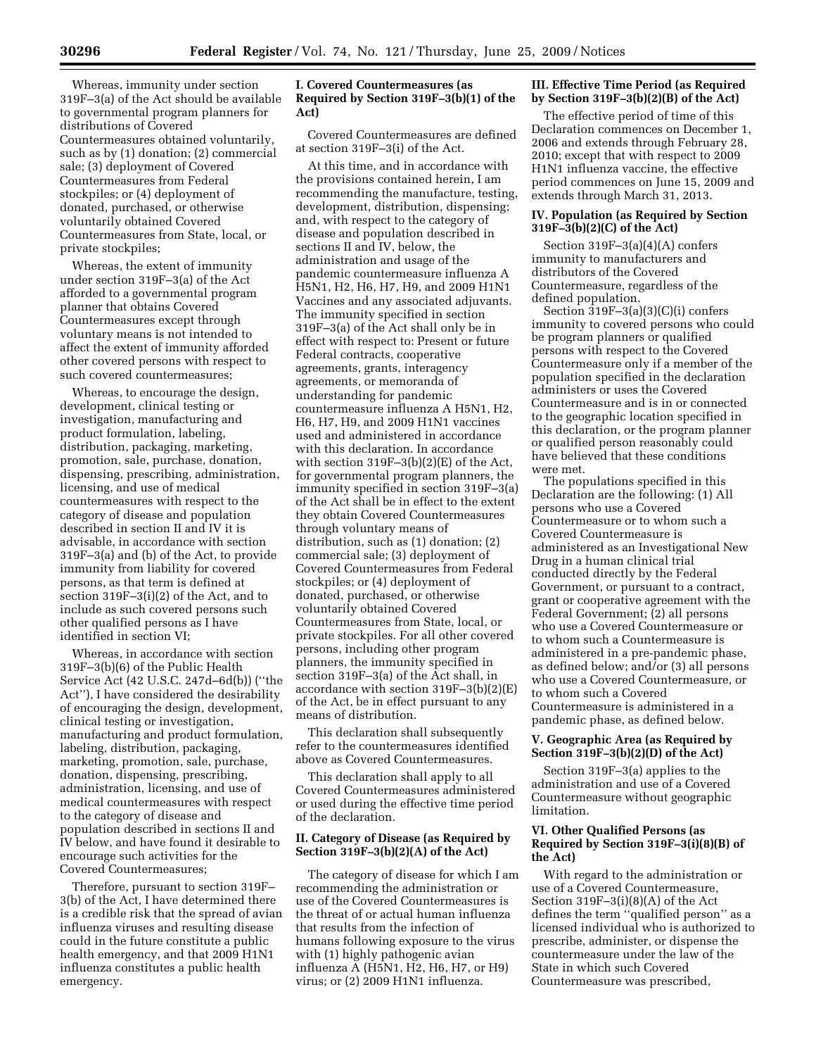Whereas, immunity under section 319F–3(a) of the Act should be available to governmental program planners for distributions of Covered Countermeasures obtained voluntarily, such as by (1) donation; (2) commercial sale; (3) deployment of Covered Countermeasures from Federal stockpiles; or (4) deployment of donated, purchased, or otherwise voluntarily obtained Covered Countermeasures from State, local, or private stockpiles;

Whereas, the extent of immunity under section 319F–3(a) of the Act afforded to a governmental program planner that obtains Covered Countermeasures except through voluntary means is not intended to affect the extent of immunity afforded other covered persons with respect to such covered countermeasures;

Whereas, to encourage the design, development, clinical testing or investigation, manufacturing and product formulation, labeling, distribution, packaging, marketing, promotion, sale, purchase, donation, dispensing, prescribing, administration, licensing, and use of medical countermeasures with respect to the category of disease and population described in section II and IV it is advisable, in accordance with section 319F–3(a) and (b) of the Act, to provide immunity from liability for covered persons, as that term is defined at section 319F–3(i)(2) of the Act, and to include as such covered persons such other qualified persons as I have identified in section VI;

Whereas, in accordance with section 319F–3(b)(6) of the Public Health Service Act (42 U.S.C. 247d–6d(b)) (''the Act''), I have considered the desirability of encouraging the design, development, clinical testing or investigation, manufacturing and product formulation, labeling, distribution, packaging, marketing, promotion, sale, purchase, donation, dispensing, prescribing, administration, licensing, and use of medical countermeasures with respect to the category of disease and population described in sections II and IV below, and have found it desirable to encourage such activities for the Covered Countermeasures;

Therefore, pursuant to section 319F–3(b) of the Act, I have determined there is a credible risk that the spread of avian influenza viruses and resulting disease could in the future constitute a public health emergency, and that 2009 H1N1 influenza constitutes a public health emergency.

## I. Covered Countermeasures (as Required by Section 319F–3(b)(1) of the Act)

Covered Countermeasures are defined at section 319F–3(i) of the Act.

At this time, and in accordance with the provisions contained herein, I am recommending the manufacture, testing, development, distribution, dispensing; and, with respect to the category of disease and population described in sections II and IV, below, the administration and usage of the pandemic countermeasure influenza A H5N1, H2, H6, H7, H9, and 2009 H1N1 Vaccines and any associated adjuvants. The immunity specified in section 319F–3(a) of the Act shall only be in effect with respect to: Present or future Federal contracts, cooperative agreements, grants, interagency agreements, or memoranda of understanding for pandemic countermeasure influenza A H5N1, H2, H6, H7, H9, and 2009 H1N1 vaccines used and administered in accordance with this declaration. In accordance with section 319F–3(b)(2)(E) of the Act, for governmental program planners, the immunity specified in section 319F–3(a) of the Act shall be in effect to the extent they obtain Covered Countermeasures through voluntary means of distribution, such as (1) donation; (2) commercial sale; (3) deployment of Covered Countermeasures from Federal stockpiles; or (4) deployment of donated, purchased, or otherwise voluntarily obtained Covered Countermeasures from State, local, or private stockpiles. For all other covered persons, including other program planners, the immunity specified in section 319F–3(a) of the Act shall, in accordance with section 319F–3(b)(2)(E) of the Act, be in effect pursuant to any means of distribution.

This declaration shall subsequently refer to the countermeasures identified above as Covered Countermeasures.

This declaration shall apply to all Covered Countermeasures administered or used during the effective time period of the declaration.

## II. Category of Disease (as Required by Section 319F–3(b)(2)(A) of the Act)

The category of disease for which I am recommending the administration or use of the Covered Countermeasures is the threat of or actual human influenza that results from the infection of humans following exposure to the virus with (1) highly pathogenic avian influenza A (H5N1, H2, H6, H7, or H9) virus; or (2) 2009 H1N1 influenza.

## III. Effective Time Period (as Required by Section 319F–3(b)(2)(B) of the Act)

The effective period of time of this Declaration commences on December 1, 2006 and extends through February 28, 2010; except that with respect to 2009 H1N1 influenza vaccine, the effective period commences on June 15, 2009 and extends through March 31, 2013.

## IV. Population (as Required by Section 319F–3(b)(2)(C) of the Act)

Section 319F–3(a)(4)(A) confers immunity to manufacturers and distributors of the Covered Countermeasure, regardless of the defined population.

Section 319F–3(a)(3)(C)(i) confers immunity to covered persons who could be program planners or qualified persons with respect to the Covered Countermeasure only if a member of the population specified in the declaration administers or uses the Covered Countermeasure and is in or connected to the geographic location specified in this declaration, or the program planner or qualified person reasonably could have believed that these conditions were met.

The populations specified in this Declaration are the following: (1) All persons who use a Covered Countermeasure or to whom such a Covered Countermeasure is administered as an Investigational New Drug in a human clinical trial conducted directly by the Federal Government, or pursuant to a contract, grant or cooperative agreement with the Federal Government; (2) all persons who use a Covered Countermeasure or to whom such a Countermeasure is administered in a pre-pandemic phase, as defined below; and/or (3) all persons who use a Covered Countermeasure, or to whom such a Covered Countermeasure is administered in a pandemic phase, as defined below.

## V. Geographic Area (as Required by Section 319F–3(b)(2)(D) of the Act)

Section 319F–3(a) applies to the administration and use of a Covered Countermeasure without geographic limitation.

## VI. Other Qualified Persons (as Required by Section 319F–3(i)(8)(B) of the Act)

With regard to the administration or use of a Covered Countermeasure, Section 319F–3(i)(8)(A) of the Act defines the term ''qualified person'' as a licensed individual who is authorized to prescribe, administer, or dispense the countermeasure under the law of the State in which such Covered Countermeasure was prescribed,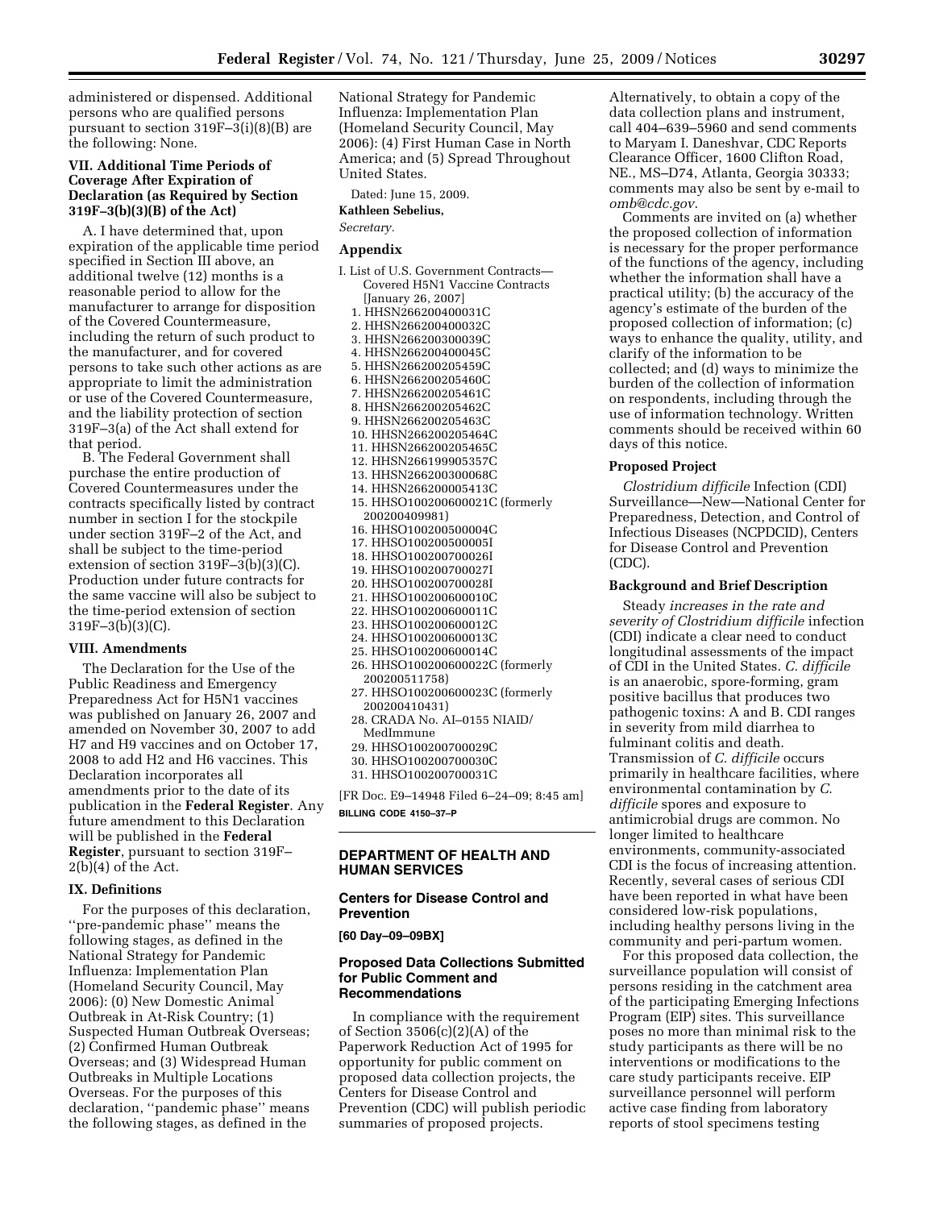administered or dispensed. Additional persons who are qualified persons pursuant to section 319F–3(i)(8)(B) are the following: None.

### VII. Additional Time Periods of Coverage After Expiration of Declaration (as Required by Section 319F–3(b)(3)(B) of the Act)

A. I have determined that, upon expiration of the applicable time period specified in Section III above, an additional twelve (12) months is a reasonable period to allow for the manufacturer to arrange for disposition of the Covered Countermeasure, including the return of such product to the manufacturer, and for covered persons to take such other actions as are appropriate to limit the administration or use of the Covered Countermeasure, and the liability protection of section 319F–3(a) of the Act shall extend for that period.

B. The Federal Government shall purchase the entire production of Covered Countermeasures under the contracts specifically listed by contract number in section I for the stockpile under section 319F–2 of the Act, and shall be subject to the time-period extension of section 319F–3(b)(3)(C). Production under future contracts for the same vaccine will also be subject to the time-period extension of section 319F–3(b)(3)(C).

### VIII. Amendments

The Declaration for the Use of the Public Readiness and Emergency Preparedness Act for H5N1 vaccines was published on January 26, 2007 and amended on November 30, 2007 to add H7 and H9 vaccines and on October 17, 2008 to add H2 and H6 vaccines. This Declaration incorporates all amendments prior to the date of its publication in the **Federal Register**. Any future amendment to this Declaration will be published in the **Federal Register**, pursuant to section 319F–2(b)(4) of the Act.

### IX. Definitions

For the purposes of this declaration, ''pre-pandemic phase'' means the following stages, as defined in the National Strategy for Pandemic Influenza: Implementation Plan (Homeland Security Council, May 2006): (0) New Domestic Animal Outbreak in At-Risk Country; (1) Suspected Human Outbreak Overseas; (2) Confirmed Human Outbreak Overseas; and (3) Widespread Human Outbreaks in Multiple Locations Overseas. For the purposes of this declaration, ''pandemic phase'' means the following stages, as defined in the National Strategy for Pandemic Influenza: Implementation Plan (Homeland Security Council, May 2006): (4) First Human Case in North America; and (5) Spread Throughout United States.

Dated: June 15, 2009.

**Kathleen Sebelius,**

*Secretary.*

### Appendix

I. List of U.S. Government Contracts—Covered H5N1 Vaccine Contracts [January 26, 2007]

1. HHSN266200400031C
2. HHSN266200400032C
3. HHSN266200300039C
4. HHSN266200400045C
5. HHSN266200205459C
6. HHSN266200205460C
7. HHSN266200205461C
8. HHSN266200205462C
9. HHSN266200205463C
10. HHSN266200205464C
11. HHSN266200205465C
12. HHSN266199905357C
13. HHSN266200300068C
14. HHSN266200005413C
15. HHSO100200600021C (formerly 200200409981)
16. HHSO100200500004C
17. HHSO100200500005I
18. HHSO100200700026I
19. HHSO100200700027I
20. HHSO100200700028I
21. HHSO100200600010C
22. HHSO100200600011C
23. HHSO100200600012C
24. HHSO100200600013C
25. HHSO100200600014C
26. HHSO100200600022C (formerly 200200511758)
27. HHSO100200600023C (formerly 200200410431)
28. CRADA No. AI–0155 NIAID/MedImmune
29. HHSO100200700029C
30. HHSO100200700030C
31. HHSO100200700031C

[FR Doc. E9–14948 Filed 6–24–09; 8:45 am]

**BILLING CODE 4150–37–P**

## DEPARTMENT OF HEALTH AND HUMAN SERVICES

### Centers for Disease Control and Prevention

**[60 Day–09–09BX]**

### Proposed Data Collections Submitted for Public Comment and Recommendations

In compliance with the requirement of Section 3506(c)(2)(A) of the Paperwork Reduction Act of 1995 for opportunity for public comment on proposed data collection projects, the Centers for Disease Control and Prevention (CDC) will publish periodic summaries of proposed projects. Alternatively, to obtain a copy of the data collection plans and instrument, call 404–639–5960 and send comments to Maryam I. Daneshvar, CDC Reports Clearance Officer, 1600 Clifton Road, NE., MS–D74, Atlanta, Georgia 30333; comments may also be sent by e-mail to *omb@cdc.gov*.

Comments are invited on (a) whether the proposed collection of information is necessary for the proper performance of the functions of the agency, including whether the information shall have a practical utility; (b) the accuracy of the agency's estimate of the burden of the proposed collection of information; (c) ways to enhance the quality, utility, and clarify of the information to be collected; and (d) ways to minimize the burden of the collection of information on respondents, including through the use of information technology. Written comments should be received within 60 days of this notice.

### Proposed Project

*Clostridium difficile* Infection (CDI) Surveillance—New—National Center for Preparedness, Detection, and Control of Infectious Diseases (NCPDCID), Centers for Disease Control and Prevention (CDC).

### Background and Brief Description

Steady *increases in the rate and severity of Clostridium difficile* infection (CDI) indicate a clear need to conduct longitudinal assessments of the impact of CDI in the United States. *C. difficile* is an anaerobic, spore-forming, gram positive bacillus that produces two pathogenic toxins: A and B. CDI ranges in severity from mild diarrhea to fulminant colitis and death. Transmission of *C. difficile* occurs primarily in healthcare facilities, where environmental contamination by *C. difficile* spores and exposure to antimicrobial drugs are common. No longer limited to healthcare environments, community-associated CDI is the focus of increasing attention. Recently, several cases of serious CDI have been reported in what have been considered low-risk populations, including healthy persons living in the community and peri-partum women.

For this proposed data collection, the surveillance population will consist of persons residing in the catchment area of the participating Emerging Infections Program (EIP) sites. This surveillance poses no more than minimal risk to the study participants as there will be no interventions or modifications to the care study participants receive. EIP surveillance personnel will perform active case finding from laboratory reports of stool specimens testing